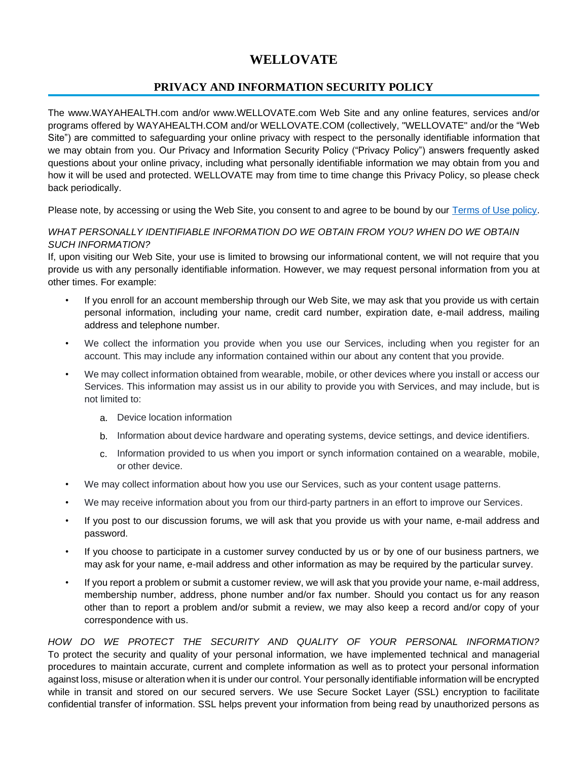# WELLOVATE

## PRIVACY AND INFORMATION SECURITY POLICY

The www.WAYAHEALTH.com and/or www.WELLOVATE.com Web Site and any online features, services and/or programs offered by WAYAHEALTH.COM and/or WELLOVATE.COM (collectively, "WELLOVATE" and/or the "Web Site") are committed to safeguarding your online privacy with respect to the personally identifiable information that we may obtain from you. Our Privacy and Information Security Policy ("Privacy Policy") answers frequently asked questions about your online privacy, including what personally identifiable information we may obtain from you and how it will be used and protected. WELLOVATE may from time to time change this Privacy Policy, so please check back periodically.

Please note, by accessing or using the Web Site, you consent to and agree to be bound by our Terms of Use policy.

*WHAT PERSONALLY IDENTIFIABLE INFORMATION DO WE OBTAIN FROM YOU? WHEN DO WE OBTAIN SUCH INFORMATION?*

If, upon visiting our Web Site, your use is limited to browsing our informational content, we will not require that you provide us with any personally identifiable information. However, we may request personal information from you at other times. For example:

- If you enroll for an account membership through our Web Site, we may ask that you provide us with certain personal information, including your name, credit card number, expiration date, e-mail address, mailing address and telephone number.
- We collect the information you provide when you use our Services, including when you register for an account. This may include any information contained within our about any content that you provide.
- We may collect information obtained from wearable, mobile, or other devices where you install or access our Services. This information may assist us in our ability to provide you with Services, and may include, but is not limited to:
  a. Device location information
  b. Information about device hardware and operating systems, device settings, and device identifiers.
  c. Information provided to us when you import or synch information contained on a wearable, mobile, or other device.
- We may collect information about how you use our Services, such as your content usage patterns.
- We may receive information about you from our third-party partners in an effort to improve our Services.
- If you post to our discussion forums, we will ask that you provide us with your name, e-mail address and password.
- If you choose to participate in a customer survey conducted by us or by one of our business partners, we may ask for your name, e-mail address and other information as may be required by the particular survey.
- If you report a problem or submit a customer review, we will ask that you provide your name, e-mail address, membership number, address, phone number and/or fax number. Should you contact us for any reason other than to report a problem and/or submit a review, we may also keep a record and/or copy of your correspondence with us.

*HOW DO WE PROTECT THE SECURITY AND QUALITY OF YOUR PERSONAL INFORMATION?*

To protect the security and quality of your personal information, we have implemented technical and managerial procedures to maintain accurate, current and complete information as well as to protect your personal information against loss, misuse or alteration when it is under our control. Your personally identifiable information will be encrypted while in transit and stored on our secured servers. We use Secure Socket Layer (SSL) encryption to facilitate confidential transfer of information. SSL helps prevent your information from being read by unauthorized persons as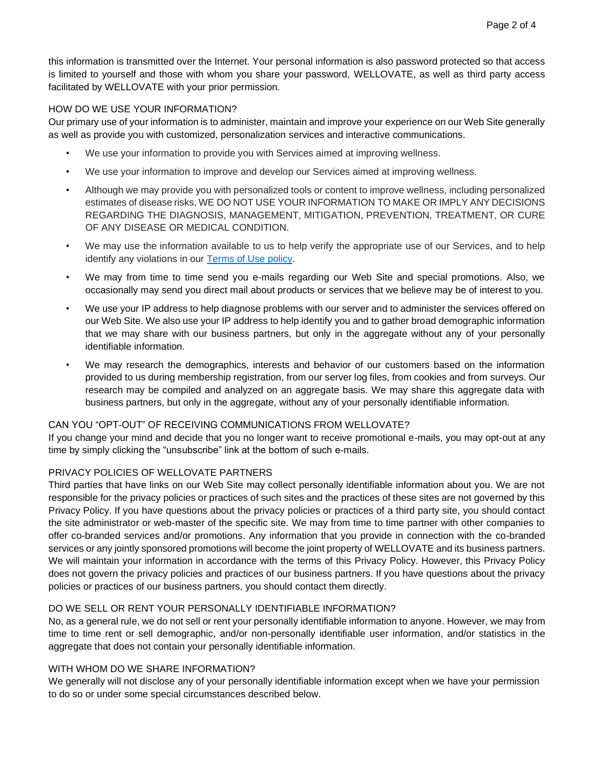this information is transmitted over the Internet. Your personal information is also password protected so that access is limited to yourself and those with whom you share your password, WELLOVATE, as well as third party access facilitated by WELLOVATE with your prior permission.

## HOW DO WE USE YOUR INFORMATION?

Our primary use of your information is to administer, maintain and improve your experience on our Web Site generally as well as provide you with customized, personalization services and interactive communications.

- We use your information to provide you with Services aimed at improving wellness.
- We use your information to improve and develop our Services aimed at improving wellness.
- Although we may provide you with personalized tools or content to improve wellness, including personalized estimates of disease risks, WE DO NOT USE YOUR INFORMATION TO MAKE OR IMPLY ANY DECISIONS REGARDING THE DIAGNOSIS, MANAGEMENT, MITIGATION, PREVENTION, TREATMENT, OR CURE OF ANY DISEASE OR MEDICAL CONDITION.
- We may use the information available to us to help verify the appropriate use of our Services, and to help identify any violations in our Terms of Use policy.
- We may from time to time send you e-mails regarding our Web Site and special promotions. Also, we occasionally may send you direct mail about products or services that we believe may be of interest to you.
- We use your IP address to help diagnose problems with our server and to administer the services offered on our Web Site. We also use your IP address to help identify you and to gather broad demographic information that we may share with our business partners, but only in the aggregate without any of your personally identifiable information.
- We may research the demographics, interests and behavior of our customers based on the information provided to us during membership registration, from our server log files, from cookies and from surveys. Our research may be compiled and analyzed on an aggregate basis. We may share this aggregate data with business partners, but only in the aggregate, without any of your personally identifiable information.

## CAN YOU "OPT-OUT" OF RECEIVING COMMUNICATIONS FROM WELLOVATE?

If you change your mind and decide that you no longer want to receive promotional e-mails, you may opt-out at any time by simply clicking the "unsubscribe" link at the bottom of such e-mails.

## PRIVACY POLICIES OF WELLOVATE PARTNERS

Third parties that have links on our Web Site may collect personally identifiable information about you. We are not responsible for the privacy policies or practices of such sites and the practices of these sites are not governed by this Privacy Policy. If you have questions about the privacy policies or practices of a third party site, you should contact the site administrator or web-master of the specific site. We may from time to time partner with other companies to offer co-branded services and/or promotions. Any information that you provide in connection with the co-branded services or any jointly sponsored promotions will become the joint property of WELLOVATE and its business partners. We will maintain your information in accordance with the terms of this Privacy Policy. However, this Privacy Policy does not govern the privacy policies and practices of our business partners. If you have questions about the privacy policies or practices of our business partners, you should contact them directly.

## DO WE SELL OR RENT YOUR PERSONALLY IDENTIFIABLE INFORMATION?

No, as a general rule, we do not sell or rent your personally identifiable information to anyone. However, we may from time to time rent or sell demographic, and/or non-personally identifiable user information, and/or statistics in the aggregate that does not contain your personally identifiable information.

## WITH WHOM DO WE SHARE INFORMATION?

We generally will not disclose any of your personally identifiable information except when we have your permission to do so or under some special circumstances described below.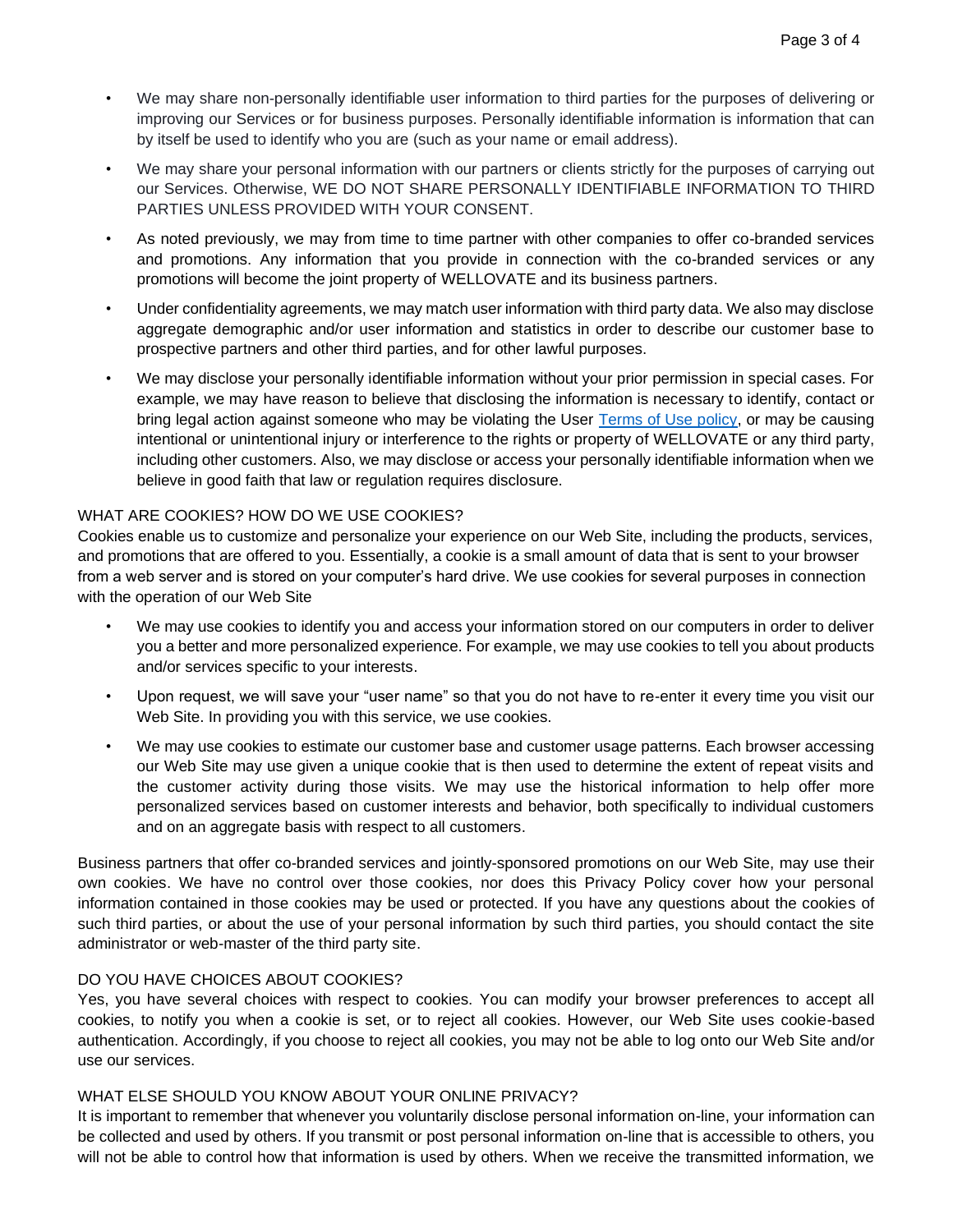- We may share non-personally identifiable user information to third parties for the purposes of delivering or improving our Services or for business purposes. Personally identifiable information is information that can by itself be used to identify who you are (such as your name or email address).
- We may share your personal information with our partners or clients strictly for the purposes of carrying out our Services. Otherwise, WE DO NOT SHARE PERSONALLY IDENTIFIABLE INFORMATION TO THIRD PARTIES UNLESS PROVIDED WITH YOUR CONSENT.
- As noted previously, we may from time to time partner with other companies to offer co-branded services and promotions. Any information that you provide in connection with the co-branded services or any promotions will become the joint property of WELLOVATE and its business partners.
- Under confidentiality agreements, we may match user information with third party data. We also may disclose aggregate demographic and/or user information and statistics in order to describe our customer base to prospective partners and other third parties, and for other lawful purposes.
- We may disclose your personally identifiable information without your prior permission in special cases. For example, we may have reason to believe that disclosing the information is necessary to identify, contact or bring legal action against someone who may be violating the User Terms of Use policy, or may be causing intentional or unintentional injury or interference to the rights or property of WELLOVATE or any third party, including other customers. Also, we may disclose or access your personally identifiable information when we believe in good faith that law or regulation requires disclosure.

### WHAT ARE COOKIES? HOW DO WE USE COOKIES?

Cookies enable us to customize and personalize your experience on our Web Site, including the products, services, and promotions that are offered to you. Essentially, a cookie is a small amount of data that is sent to your browser from a web server and is stored on your computer's hard drive. We use cookies for several purposes in connection with the operation of our Web Site

- We may use cookies to identify you and access your information stored on our computers in order to deliver you a better and more personalized experience. For example, we may use cookies to tell you about products and/or services specific to your interests.
- Upon request, we will save your "user name" so that you do not have to re-enter it every time you visit our Web Site. In providing you with this service, we use cookies.
- We may use cookies to estimate our customer base and customer usage patterns. Each browser accessing our Web Site may use given a unique cookie that is then used to determine the extent of repeat visits and the customer activity during those visits. We may use the historical information to help offer more personalized services based on customer interests and behavior, both specifically to individual customers and on an aggregate basis with respect to all customers.

Business partners that offer co-branded services and jointly-sponsored promotions on our Web Site, may use their own cookies. We have no control over those cookies, nor does this Privacy Policy cover how your personal information contained in those cookies may be used or protected. If you have any questions about the cookies of such third parties, or about the use of your personal information by such third parties, you should contact the site administrator or web-master of the third party site.

### DO YOU HAVE CHOICES ABOUT COOKIES?

Yes, you have several choices with respect to cookies. You can modify your browser preferences to accept all cookies, to notify you when a cookie is set, or to reject all cookies. However, our Web Site uses cookie-based authentication. Accordingly, if you choose to reject all cookies, you may not be able to log onto our Web Site and/or use our services.

### WHAT ELSE SHOULD YOU KNOW ABOUT YOUR ONLINE PRIVACY?

It is important to remember that whenever you voluntarily disclose personal information on-line, your information can be collected and used by others. If you transmit or post personal information on-line that is accessible to others, you will not be able to control how that information is used by others. When we receive the transmitted information, we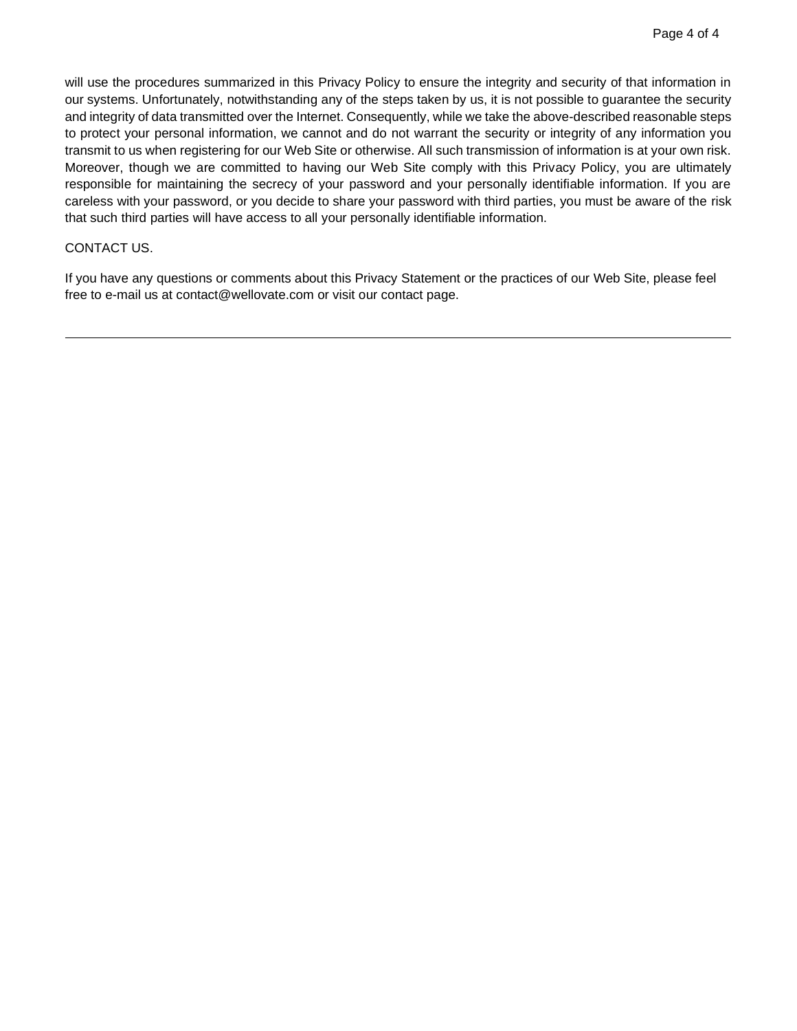will use the procedures summarized in this Privacy Policy to ensure the integrity and security of that information in our systems. Unfortunately, notwithstanding any of the steps taken by us, it is not possible to guarantee the security and integrity of data transmitted over the Internet. Consequently, while we take the above-described reasonable steps to protect your personal information, we cannot and do not warrant the security or integrity of any information you transmit to us when registering for our Web Site or otherwise. All such transmission of information is at your own risk. Moreover, though we are committed to having our Web Site comply with this Privacy Policy, you are ultimately responsible for maintaining the secrecy of your password and your personally identifiable information. If you are careless with your password, or you decide to share your password with third parties, you must be aware of the risk that such third parties will have access to all your personally identifiable information.

CONTACT US.

If you have any questions or comments about this Privacy Statement or the practices of our Web Site, please feel free to e-mail us at contact@wellovate.com or visit our contact page.

---